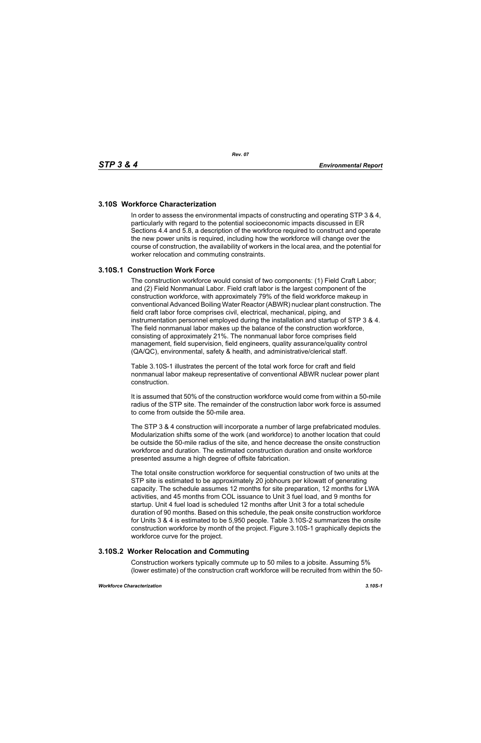## 3.10S Workforce Characterization

In order to assess the environmental impacts of constructing and operating STP 3 & 4, particularly with regard to the potential socioeconomic impacts discussed in ER Sections 4.4 and 5.8, a description of the workforce required to construct and operate the new power units is required, including how the workforce will change over the course of construction, the availability of workers in the local area, and the potential for worker relocation and commuting constraints.

### 3.10S.1 Construction Work Force

The construction workforce would consist of two components: (1) Field Craft Labor; and (2) Field Nonmanual Labor. Field craft labor is the largest component of the construction workforce, with approximately 79% of the field workforce makeup in conventional Advanced Boiling Water Reactor (ABWR) nuclear plant construction. The field craft labor force comprises civil, electrical, mechanical, piping, and instrumentation personnel employed during the installation and startup of STP 3 & 4. The field nonmanual labor makes up the balance of the construction workforce, consisting of approximately 21%. The nonmanual labor force comprises field management, field supervision, field engineers, quality assurance/quality control (QA/QC), environmental, safety & health, and administrative/clerical staff.

Table 3.10S-1 illustrates the percent of the total work force for craft and field nonmanual labor makeup representative of conventional ABWR nuclear power plant construction.

It is assumed that 50% of the construction workforce would come from within a 50-mile radius of the STP site. The remainder of the construction labor work force is assumed to come from outside the 50-mile area.

The STP 3 & 4 construction will incorporate a number of large prefabricated modules. Modularization shifts some of the work (and workforce) to another location that could be outside the 50-mile radius of the site, and hence decrease the onsite construction workforce and duration. The estimated construction duration and onsite workforce presented assume a high degree of offsite fabrication.

The total onsite construction workforce for sequential construction of two units at the STP site is estimated to be approximately 20 jobhours per kilowatt of generating capacity. The schedule assumes 12 months for site preparation, 12 months for LWA activities, and 45 months from COL issuance to Unit 3 fuel load, and 9 months for startup. Unit 4 fuel load is scheduled 12 months after Unit 3 for a total schedule duration of 90 months. Based on this schedule, the peak onsite construction workforce for Units 3 & 4 is estimated to be 5,950 people. Table 3.10S-2 summarizes the onsite construction workforce by month of the project. Figure 3.10S-1 graphically depicts the workforce curve for the project.

### 3.10S.2 Worker Relocation and Commuting

Construction workers typically commute up to 50 miles to a jobsite. Assuming 5% (lower estimate) of the construction craft workforce will be recruited from within the 50-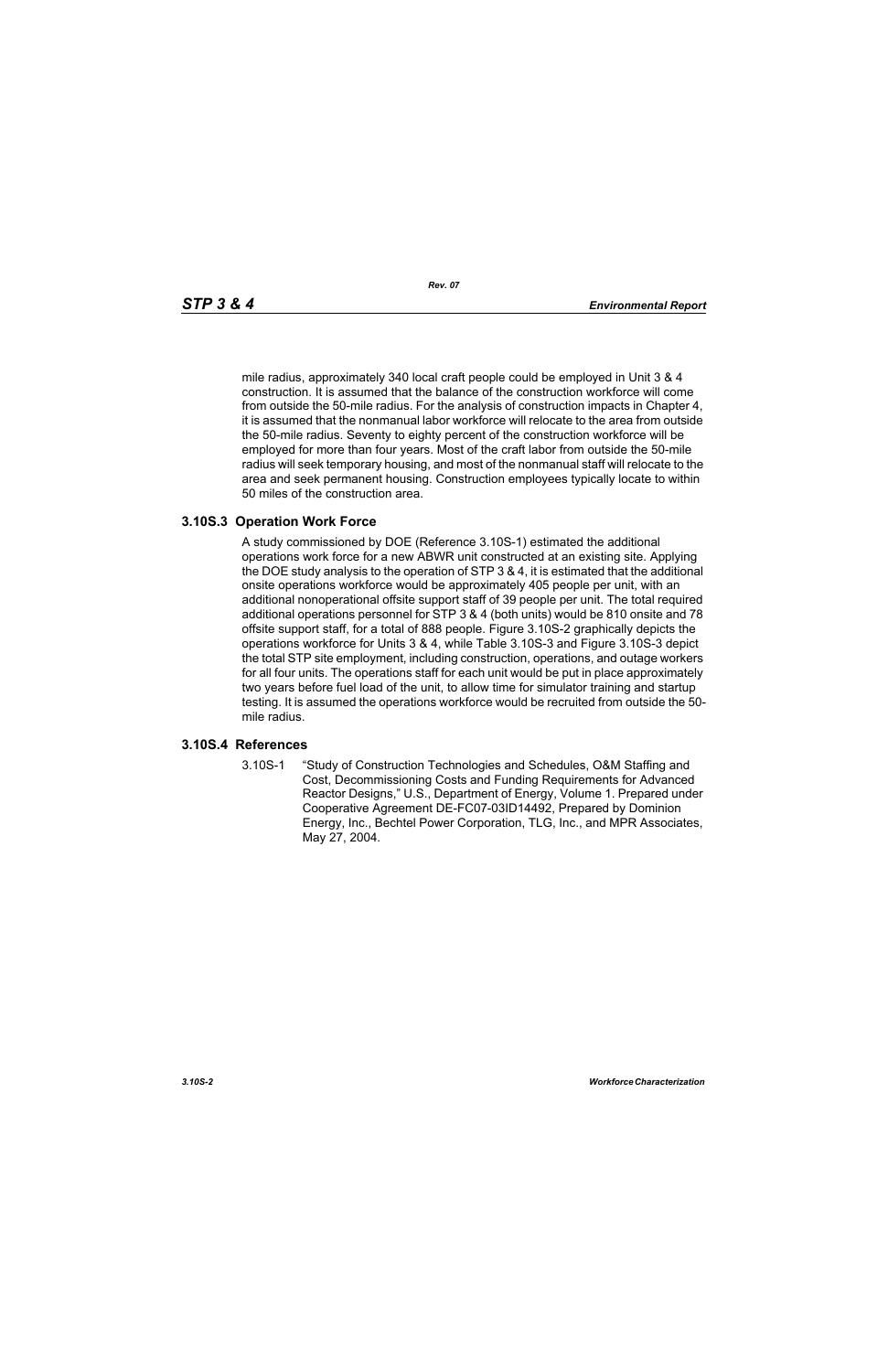mile radius, approximately 340 local craft people could be employed in Unit 3 & 4 construction. It is assumed that the balance of the construction workforce will come from outside the 50-mile radius. For the analysis of construction impacts in Chapter 4, it is assumed that the nonmanual labor workforce will relocate to the area from outside the 50-mile radius. Seventy to eighty percent of the construction workforce will be employed for more than four years. Most of the craft labor from outside the 50-mile radius will seek temporary housing, and most of the nonmanual staff will relocate to the area and seek permanent housing. Construction employees typically locate to within 50 miles of the construction area.

## 3.10S.3 Operation Work Force

A study commissioned by DOE (Reference 3.10S-1) estimated the additional operations work force for a new ABWR unit constructed at an existing site. Applying the DOE study analysis to the operation of STP 3 & 4, it is estimated that the additional onsite operations workforce would be approximately 405 people per unit, with an additional nonoperational offsite support staff of 39 people per unit. The total required additional operations personnel for STP 3 & 4 (both units) would be 810 onsite and 78 offsite support staff, for a total of 888 people. Figure 3.10S-2 graphically depicts the operations workforce for Units 3 & 4, while Table 3.10S-3 and Figure 3.10S-3 depict the total STP site employment, including construction, operations, and outage workers for all four units. The operations staff for each unit would be put in place approximately two years before fuel load of the unit, to allow time for simulator training and startup testing. It is assumed the operations workforce would be recruited from outside the 50-mile radius.

## 3.10S.4 References

3.10S-1 "Study of Construction Technologies and Schedules, O&M Staffing and Cost, Decommissioning Costs and Funding Requirements for Advanced Reactor Designs," U.S., Department of Energy, Volume 1. Prepared under Cooperative Agreement DE-FC07-03ID14492, Prepared by Dominion Energy, Inc., Bechtel Power Corporation, TLG, Inc., and MPR Associates, May 27, 2004.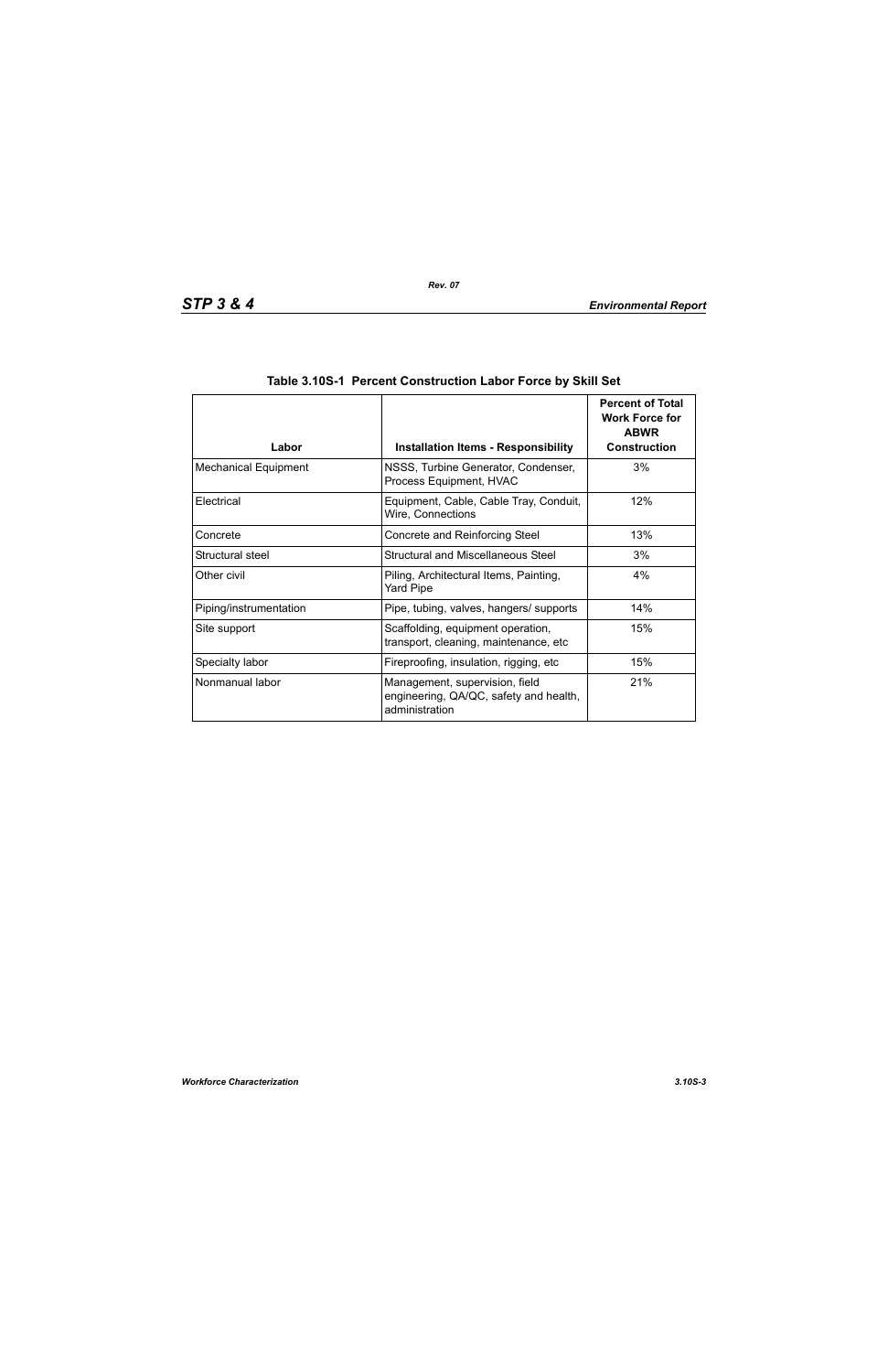**Table 3.10S-1 Percent Construction Labor Force by Skill Set**

| Labor | Installation Items - Responsibility | Percent of Total Work Force for ABWR Construction |
|---|---|---|
| Mechanical Equipment | NSSS, Turbine Generator, Condenser, Process Equipment, HVAC | 3% |
| Electrical | Equipment, Cable, Cable Tray, Conduit, Wire, Connections | 12% |
| Concrete | Concrete and Reinforcing Steel | 13% |
| Structural steel | Structural and Miscellaneous Steel | 3% |
| Other civil | Piling, Architectural Items, Painting, Yard Pipe | 4% |
| Piping/instrumentation | Pipe, tubing, valves, hangers/ supports | 14% |
| Site support | Scaffolding, equipment operation, transport, cleaning, maintenance, etc | 15% |
| Specialty labor | Fireproofing, insulation, rigging, etc | 15% |
| Nonmanual labor | Management, supervision, field engineering, QA/QC, safety and health, administration | 21% |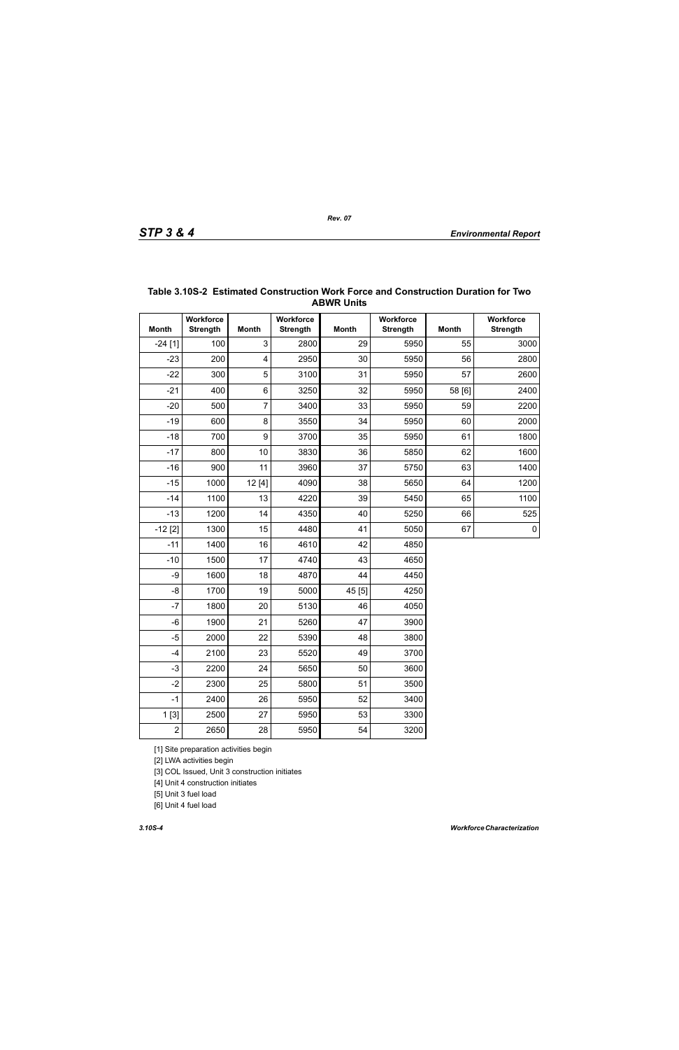**Table 3.10S-2 Estimated Construction Work Force and Construction Duration for Two ABWR Units**

| Month | Workforce Strength | Month | Workforce Strength | Month | Workforce Strength | Month | Workforce Strength |
|---|---|---|---|---|---|---|---|
| -24 [1] | 100 | 3 | 2800 | 29 | 5950 | 55 | 3000 |
| -23 | 200 | 4 | 2950 | 30 | 5950 | 56 | 2800 |
| -22 | 300 | 5 | 3100 | 31 | 5950 | 57 | 2600 |
| -21 | 400 | 6 | 3250 | 32 | 5950 | 58 [6] | 2400 |
| -20 | 500 | 7 | 3400 | 33 | 5950 | 59 | 2200 |
| -19 | 600 | 8 | 3550 | 34 | 5950 | 60 | 2000 |
| -18 | 700 | 9 | 3700 | 35 | 5950 | 61 | 1800 |
| -17 | 800 | 10 | 3830 | 36 | 5850 | 62 | 1600 |
| -16 | 900 | 11 | 3960 | 37 | 5750 | 63 | 1400 |
| -15 | 1000 | 12 [4] | 4090 | 38 | 5650 | 64 | 1200 |
| -14 | 1100 | 13 | 4220 | 39 | 5450 | 65 | 1100 |
| -13 | 1200 | 14 | 4350 | 40 | 5250 | 66 | 525 |
| -12 [2] | 1300 | 15 | 4480 | 41 | 5050 | 67 | 0 |
| -11 | 1400 | 16 | 4610 | 42 | 4850 | | |
| -10 | 1500 | 17 | 4740 | 43 | 4650 | | |
| -9 | 1600 | 18 | 4870 | 44 | 4450 | | |
| -8 | 1700 | 19 | 5000 | 45 [5] | 4250 | | |
| -7 | 1800 | 20 | 5130 | 46 | 4050 | | |
| -6 | 1900 | 21 | 5260 | 47 | 3900 | | |
| -5 | 2000 | 22 | 5390 | 48 | 3800 | | |
| -4 | 2100 | 23 | 5520 | 49 | 3700 | | |
| -3 | 2200 | 24 | 5650 | 50 | 3600 | | |
| -2 | 2300 | 25 | 5800 | 51 | 3500 | | |
| -1 | 2400 | 26 | 5950 | 52 | 3400 | | |
| 1 [3] | 2500 | 27 | 5950 | 53 | 3300 | | |
| 2 | 2650 | 28 | 5950 | 54 | 3200 | | |

[1] Site preparation activities begin

[2] LWA activities begin

[3] COL Issued, Unit 3 construction initiates

[4] Unit 4 construction initiates

[5] Unit 3 fuel load

[6] Unit 4 fuel load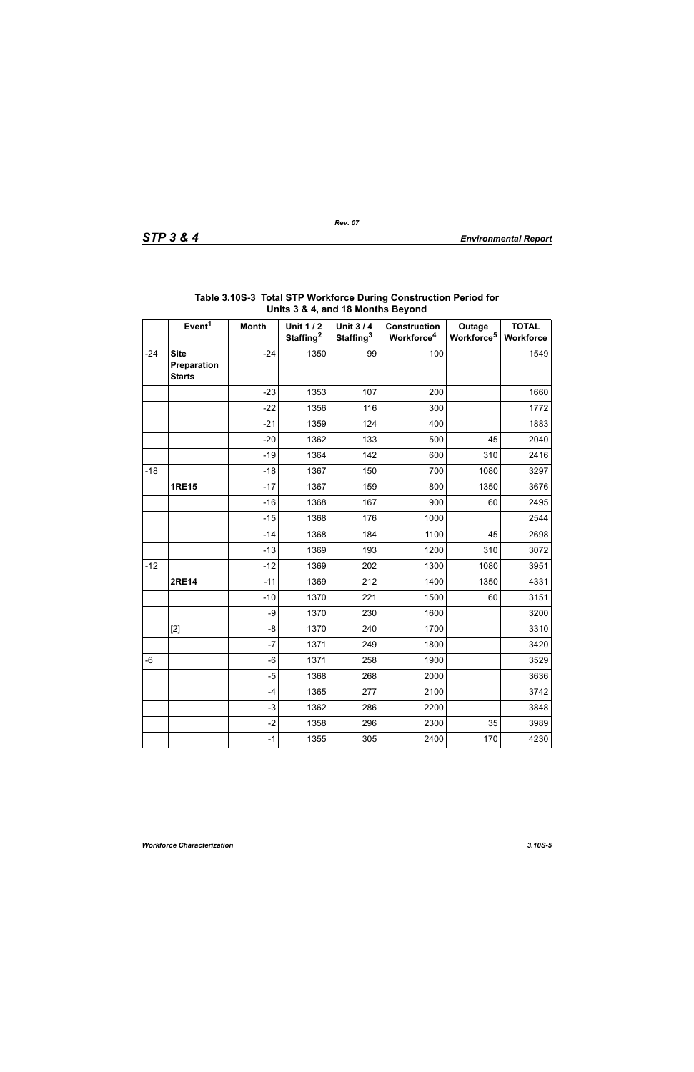### Table 3.10S-3 Total STP Workforce During Construction Period for Units 3 & 4, and 18 Months Beyond

| | Event[1] | Month | Unit 1 / 2 Staffing[2] | Unit 3 / 4 Staffing[3] | Construction Workforce[4] | Outage Workforce[5] | TOTAL Workforce |
|---|---|---|---|---|---|---|---|
| -24 | **Site Preparation Starts** | -24 | 1350 | 99 | 100 | | 1549 |
| | | -23 | 1353 | 107 | 200 | | 1660 |
| | | -22 | 1356 | 116 | 300 | | 1772 |
| | | -21 | 1359 | 124 | 400 | | 1883 |
| | | -20 | 1362 | 133 | 500 | 45 | 2040 |
| | | -19 | 1364 | 142 | 600 | 310 | 2416 |
| -18 | | -18 | 1367 | 150 | 700 | 1080 | 3297 |
| | **1RE15** | -17 | 1367 | 159 | 800 | 1350 | 3676 |
| | | -16 | 1368 | 167 | 900 | 60 | 2495 |
| | | -15 | 1368 | 176 | 1000 | | 2544 |
| | | -14 | 1368 | 184 | 1100 | 45 | 2698 |
| | | -13 | 1369 | 193 | 1200 | 310 | 3072 |
| -12 | | -12 | 1369 | 202 | 1300 | 1080 | 3951 |
| | **2RE14** | -11 | 1369 | 212 | 1400 | 1350 | 4331 |
| | | -10 | 1370 | 221 | 1500 | 60 | 3151 |
| | | -9 | 1370 | 230 | 1600 | | 3200 |
| | [2] | -8 | 1370 | 240 | 1700 | | 3310 |
| | | -7 | 1371 | 249 | 1800 | | 3420 |
| -6 | | -6 | 1371 | 258 | 1900 | | 3529 |
| | | -5 | 1368 | 268 | 2000 | | 3636 |
| | | -4 | 1365 | 277 | 2100 | | 3742 |
| | | -3 | 1362 | 286 | 2200 | | 3848 |
| | | -2 | 1358 | 296 | 2300 | 35 | 3989 |
| | | -1 | 1355 | 305 | 2400 | 170 | 4230 |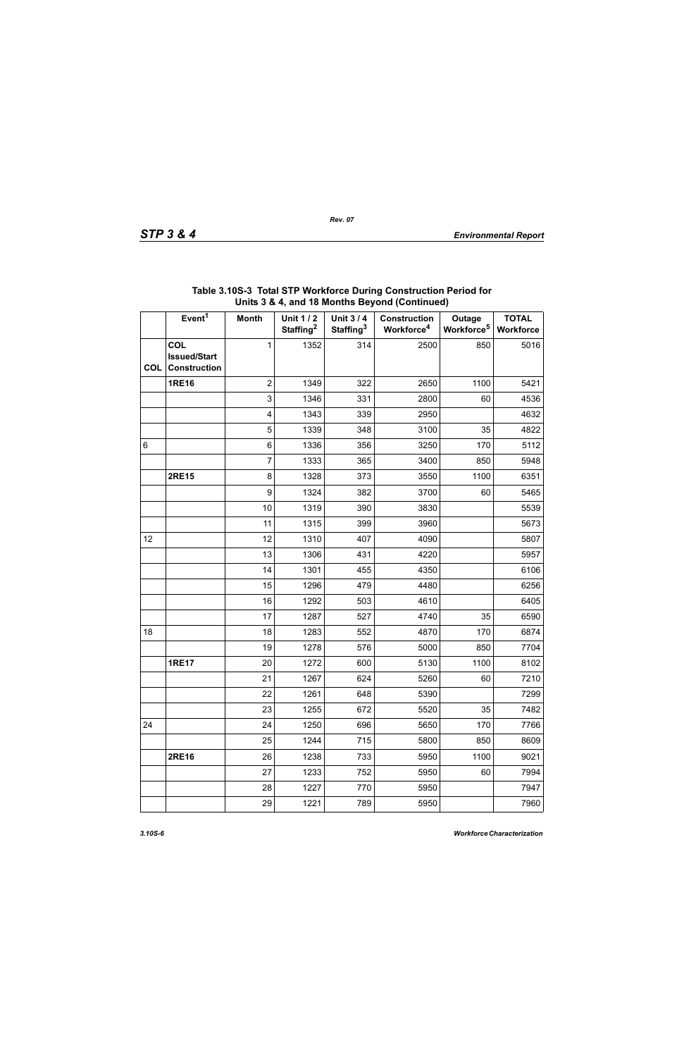**Table 3.10S-3 Total STP Workforce During Construction Period for Units 3 & 4, and 18 Months Beyond (Continued)**

| | Event[1] | Month | Unit 1 / 2 Staffing[2] | Unit 3 / 4 Staffing[3] | Construction Workforce[4] | Outage Workforce[5] | TOTAL Workforce |
|---|---|---|---|---|---|---|---|
| COL | COL Issued/Start Construction | 1 | 1352 | 314 | 2500 | 850 | 5016 |
| | **1RE16** | 2 | 1349 | 322 | 2650 | 1100 | 5421 |
| | | 3 | 1346 | 331 | 2800 | 60 | 4536 |
| | | 4 | 1343 | 339 | 2950 | | 4632 |
| | | 5 | 1339 | 348 | 3100 | 35 | 4822 |
| 6 | | 6 | 1336 | 356 | 3250 | 170 | 5112 |
| | | 7 | 1333 | 365 | 3400 | 850 | 5948 |
| | **2RE15** | 8 | 1328 | 373 | 3550 | 1100 | 6351 |
| | | 9 | 1324 | 382 | 3700 | 60 | 5465 |
| | | 10 | 1319 | 390 | 3830 | | 5539 |
| | | 11 | 1315 | 399 | 3960 | | 5673 |
| 12 | | 12 | 1310 | 407 | 4090 | | 5807 |
| | | 13 | 1306 | 431 | 4220 | | 5957 |
| | | 14 | 1301 | 455 | 4350 | | 6106 |
| | | 15 | 1296 | 479 | 4480 | | 6256 |
| | | 16 | 1292 | 503 | 4610 | | 6405 |
| | | 17 | 1287 | 527 | 4740 | 35 | 6590 |
| 18 | | 18 | 1283 | 552 | 4870 | 170 | 6874 |
| | | 19 | 1278 | 576 | 5000 | 850 | 7704 |
| | **1RE17** | 20 | 1272 | 600 | 5130 | 1100 | 8102 |
| | | 21 | 1267 | 624 | 5260 | 60 | 7210 |
| | | 22 | 1261 | 648 | 5390 | | 7299 |
| | | 23 | 1255 | 672 | 5520 | 35 | 7482 |
| 24 | | 24 | 1250 | 696 | 5650 | 170 | 7766 |
| | | 25 | 1244 | 715 | 5800 | 850 | 8609 |
| | **2RE16** | 26 | 1238 | 733 | 5950 | 1100 | 9021 |
| | | 27 | 1233 | 752 | 5950 | 60 | 7994 |
| | | 28 | 1227 | 770 | 5950 | | 7947 |
| | | 29 | 1221 | 789 | 5950 | | 7960 |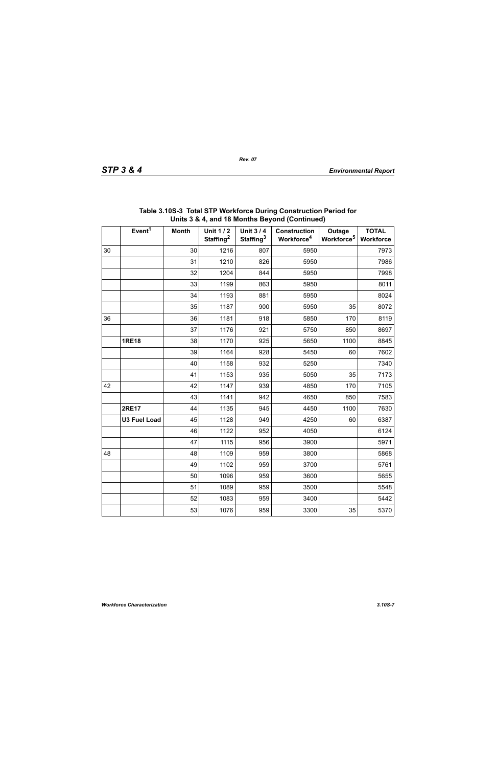**Table 3.10S-3 Total STP Workforce During Construction Period for Units 3 & 4, and 18 Months Beyond (Continued)**

| | Event[1] | Month | Unit 1 / 2 Staffing[2] | Unit 3 / 4 Staffing[3] | Construction Workforce[4] | Outage Workforce[5] | TOTAL Workforce |
|---|---|---|---|---|---|---|---|
| 30 | | 30 | 1216 | 807 | 5950 | | 7973 |
| | | 31 | 1210 | 826 | 5950 | | 7986 |
| | | 32 | 1204 | 844 | 5950 | | 7998 |
| | | 33 | 1199 | 863 | 5950 | | 8011 |
| | | 34 | 1193 | 881 | 5950 | | 8024 |
| | | 35 | 1187 | 900 | 5950 | 35 | 8072 |
| 36 | | 36 | 1181 | 918 | 5850 | 170 | 8119 |
| | | 37 | 1176 | 921 | 5750 | 850 | 8697 |
| | **1RE18** | 38 | 1170 | 925 | 5650 | 1100 | 8845 |
| | | 39 | 1164 | 928 | 5450 | 60 | 7602 |
| | | 40 | 1158 | 932 | 5250 | | 7340 |
| | | 41 | 1153 | 935 | 5050 | 35 | 7173 |
| 42 | | 42 | 1147 | 939 | 4850 | 170 | 7105 |
| | | 43 | 1141 | 942 | 4650 | 850 | 7583 |
| | **2RE17** | 44 | 1135 | 945 | 4450 | 1100 | 7630 |
| | **U3 Fuel Load** | 45 | 1128 | 949 | 4250 | 60 | 6387 |
| | | 46 | 1122 | 952 | 4050 | | 6124 |
| | | 47 | 1115 | 956 | 3900 | | 5971 |
| 48 | | 48 | 1109 | 959 | 3800 | | 5868 |
| | | 49 | 1102 | 959 | 3700 | | 5761 |
| | | 50 | 1096 | 959 | 3600 | | 5655 |
| | | 51 | 1089 | 959 | 3500 | | 5548 |
| | | 52 | 1083 | 959 | 3400 | | 5442 |
| | | 53 | 1076 | 959 | 3300 | 35 | 5370 |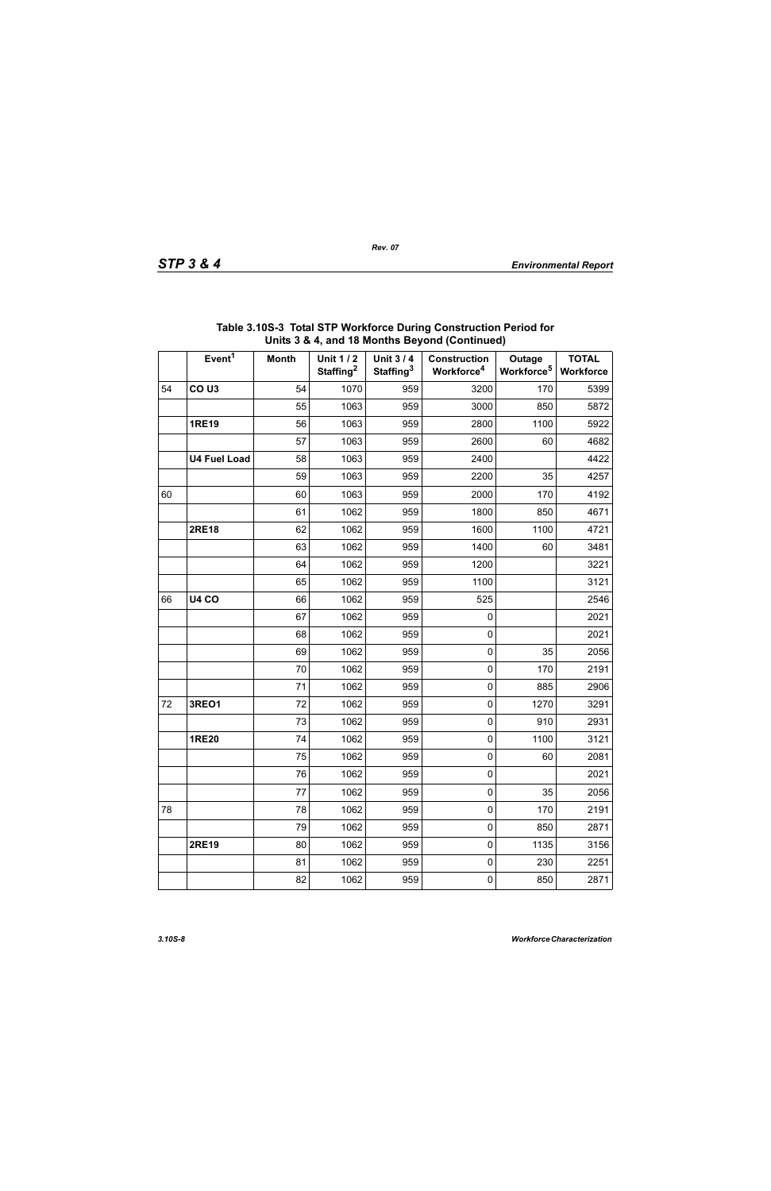**Table 3.10S-3 Total STP Workforce During Construction Period for Units 3 & 4, and 18 Months Beyond (Continued)**

| | Event[1] | Month | Unit 1 / 2 Staffing[2] | Unit 3 / 4 Staffing[3] | Construction Workforce[4] | Outage Workforce[5] | TOTAL Workforce |
|---|---|---|---|---|---|---|---|
| 54 | **CO U3** | 54 | 1070 | 959 | 3200 | 170 | 5399 |
| | | 55 | 1063 | 959 | 3000 | 850 | 5872 |
| | **1RE19** | 56 | 1063 | 959 | 2800 | 1100 | 5922 |
| | | 57 | 1063 | 959 | 2600 | 60 | 4682 |
| | **U4 Fuel Load** | 58 | 1063 | 959 | 2400 | | 4422 |
| | | 59 | 1063 | 959 | 2200 | 35 | 4257 |
| 60 | | 60 | 1063 | 959 | 2000 | 170 | 4192 |
| | | 61 | 1062 | 959 | 1800 | 850 | 4671 |
| | **2RE18** | 62 | 1062 | 959 | 1600 | 1100 | 4721 |
| | | 63 | 1062 | 959 | 1400 | 60 | 3481 |
| | | 64 | 1062 | 959 | 1200 | | 3221 |
| | | 65 | 1062 | 959 | 1100 | | 3121 |
| 66 | **U4 CO** | 66 | 1062 | 959 | 525 | | 2546 |
| | | 67 | 1062 | 959 | 0 | | 2021 |
| | | 68 | 1062 | 959 | 0 | | 2021 |
| | | 69 | 1062 | 959 | 0 | 35 | 2056 |
| | | 70 | 1062 | 959 | 0 | 170 | 2191 |
| | | 71 | 1062 | 959 | 0 | 885 | 2906 |
| 72 | **3REO1** | 72 | 1062 | 959 | 0 | 1270 | 3291 |
| | | 73 | 1062 | 959 | 0 | 910 | 2931 |
| | **1RE20** | 74 | 1062 | 959 | 0 | 1100 | 3121 |
| | | 75 | 1062 | 959 | 0 | 60 | 2081 |
| | | 76 | 1062 | 959 | 0 | | 2021 |
| | | 77 | 1062 | 959 | 0 | 35 | 2056 |
| 78 | | 78 | 1062 | 959 | 0 | 170 | 2191 |
| | | 79 | 1062 | 959 | 0 | 850 | 2871 |
| | **2RE19** | 80 | 1062 | 959 | 0 | 1135 | 3156 |
| | | 81 | 1062 | 959 | 0 | 230 | 2251 |
| | | 82 | 1062 | 959 | 0 | 850 | 2871 |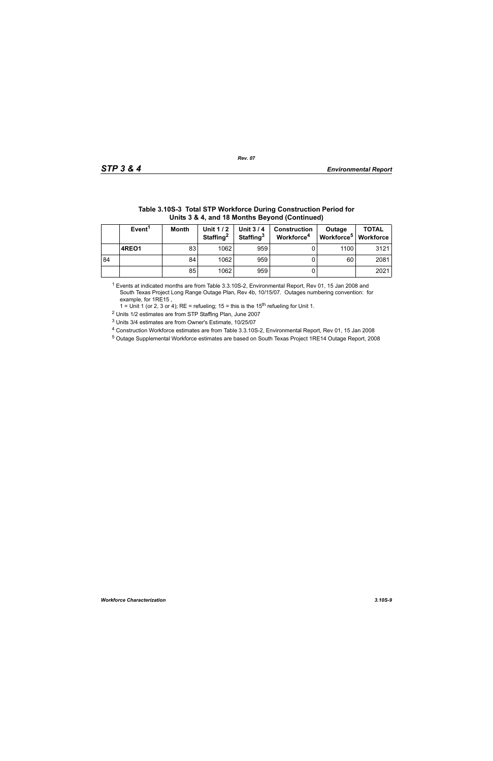**Table 3.10S-3 Total STP Workforce During Construction Period for Units 3 & 4, and 18 Months Beyond (Continued)**

| | Event[1] | Month | Unit 1 / 2 Staffing[2] | Unit 3 / 4 Staffing[3] | Construction Workforce[4] | Outage Workforce[5] | TOTAL Workforce |
|---|---|---|---|---|---|---|---|
| | **4REO1** | 83 | 1062 | 959 | 0 | 1100 | 3121 |
| 84 | | 84 | 1062 | 959 | 0 | 60 | 2081 |
| | | 85 | 1062 | 959 | 0 | | 2021 |

[1] Events at indicated months are from Table 3.3.10S-2, Environmental Report, Rev 01, 15 Jan 2008 and South Texas Project Long Range Outage Plan, Rev 4b, 10/15/07. Outages numbering convention: for example, for 1RE15 ,
1 = Unit 1 (or 2, 3 or 4); RE = refueling; 15 = this is the 15th refueling for Unit 1.

[2] Units 1/2 estimates are from STP Staffing Plan, June 2007

[3] Units 3/4 estimates are from Owner's Estimate, 10/25/07

[4] Construction Workforce estimates are from Table 3.3.10S-2, Environmental Report, Rev 01, 15 Jan 2008

[5] Outage Supplemental Workforce estimates are based on South Texas Project 1RE14 Outage Report, 2008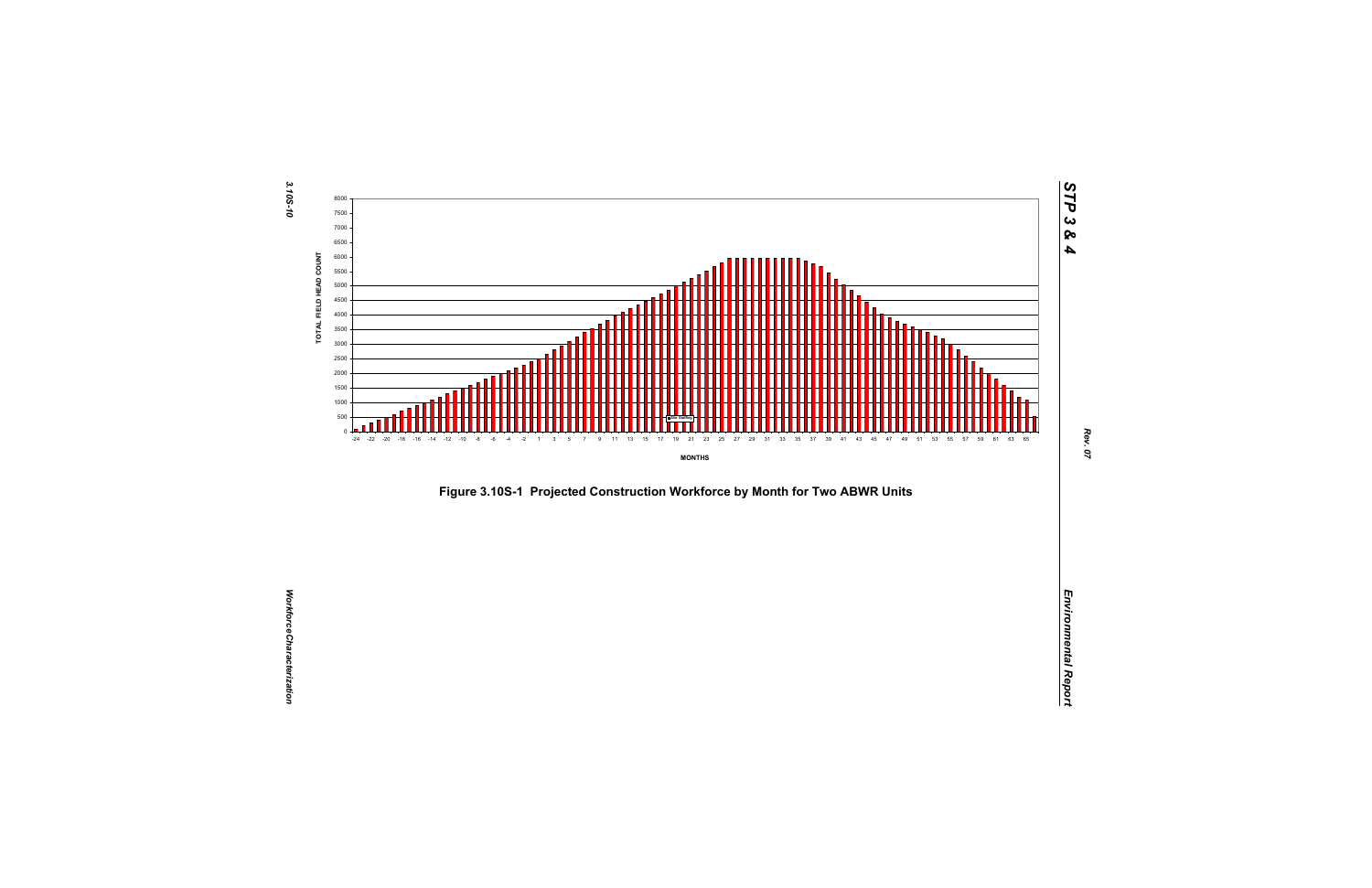Figure 3.10S-1 Projected Construction Workforce by Month for Two ABWR Units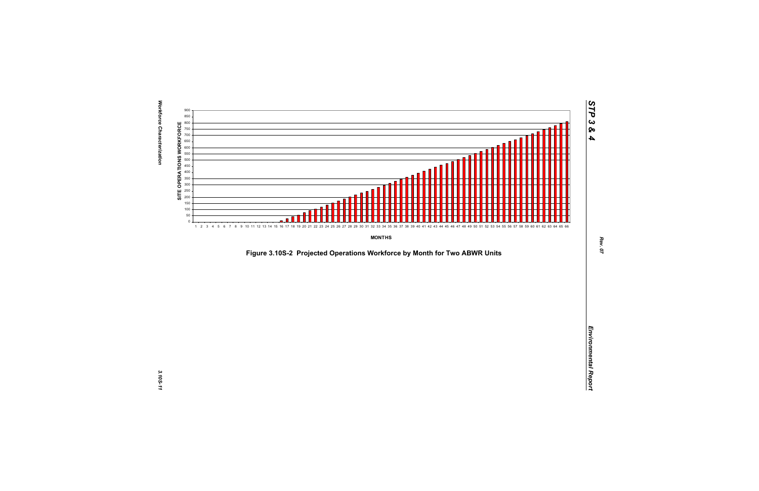Figure 3.10S-2 Projected Operations Workforce by Month for Two ABWR Units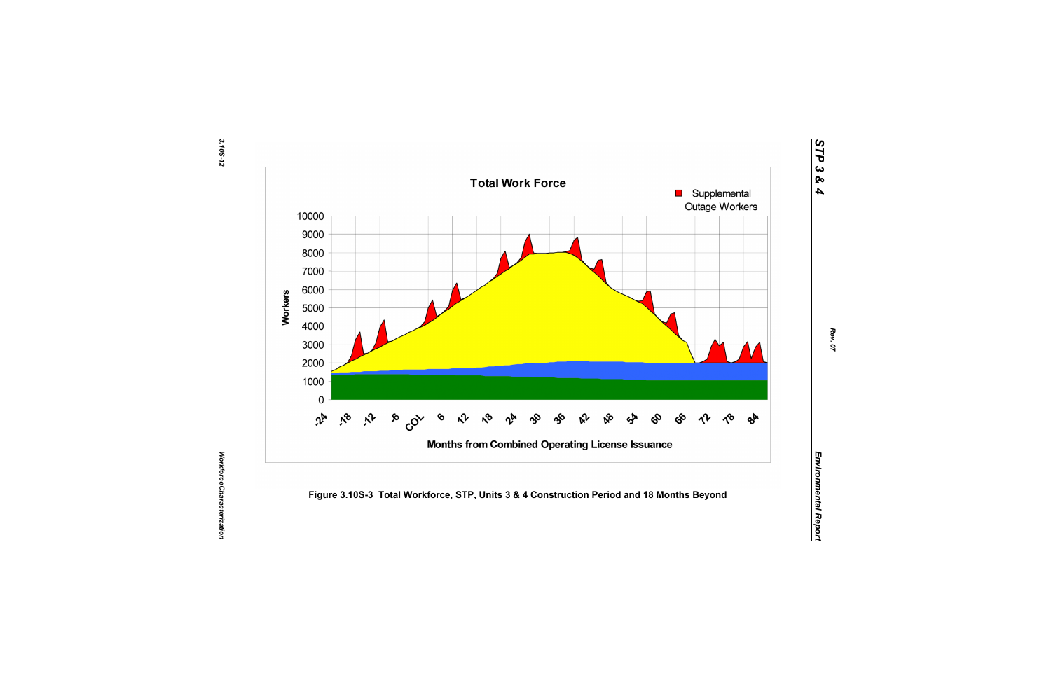Total Work Force

Supplemental Outage Workers

10000
9000
8000
7000
6000
5000
4000
3000
2000
1000
0

Workers

-24
-18
-12
-6
COL
6
12
18
24
30
36
42
48
54
60
66
72
78
84

Months from Combined Operating License Issuance

**Figure 3.10S-3 Total Workforce, STP, Units 3 & 4 Construction Period and 18 Months Beyond**